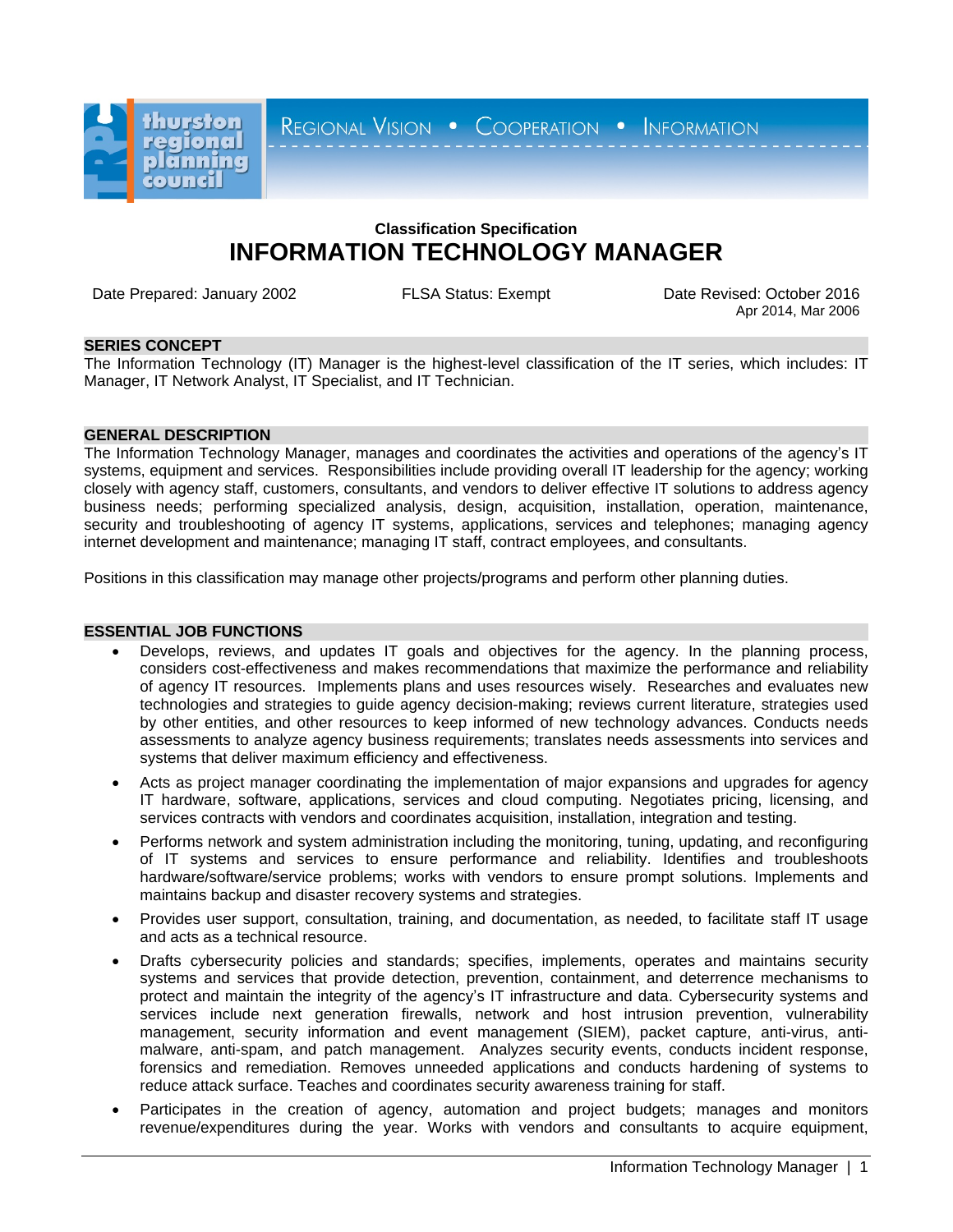thurston regional planning council

REGIONAL VISION • COOPERATION • INFORMATION

**Classification Specification**

# INFORMATION TECHNOLOGY MANAGER

Date Prepared: January 2002 FLSA Status: Exempt Date Revised: October 2016
Apr 2014, Mar 2006

## SERIES CONCEPT

The Information Technology (IT) Manager is the highest-level classification of the IT series, which includes: IT Manager, IT Network Analyst, IT Specialist, and IT Technician.

## GENERAL DESCRIPTION

The Information Technology Manager, manages and coordinates the activities and operations of the agency's IT systems, equipment and services. Responsibilities include providing overall IT leadership for the agency; working closely with agency staff, customers, consultants, and vendors to deliver effective IT solutions to address agency business needs; performing specialized analysis, design, acquisition, installation, operation, maintenance, security and troubleshooting of agency IT systems, applications, services and telephones; managing agency internet development and maintenance; managing IT staff, contract employees, and consultants.

Positions in this classification may manage other projects/programs and perform other planning duties.

## ESSENTIAL JOB FUNCTIONS

- Develops, reviews, and updates IT goals and objectives for the agency. In the planning process, considers cost-effectiveness and makes recommendations that maximize the performance and reliability of agency IT resources. Implements plans and uses resources wisely. Researches and evaluates new technologies and strategies to guide agency decision-making; reviews current literature, strategies used by other entities, and other resources to keep informed of new technology advances. Conducts needs assessments to analyze agency business requirements; translates needs assessments into services and systems that deliver maximum efficiency and effectiveness.
- Acts as project manager coordinating the implementation of major expansions and upgrades for agency IT hardware, software, applications, services and cloud computing. Negotiates pricing, licensing, and services contracts with vendors and coordinates acquisition, installation, integration and testing.
- Performs network and system administration including the monitoring, tuning, updating, and reconfiguring of IT systems and services to ensure performance and reliability. Identifies and troubleshoots hardware/software/service problems; works with vendors to ensure prompt solutions. Implements and maintains backup and disaster recovery systems and strategies.
- Provides user support, consultation, training, and documentation, as needed, to facilitate staff IT usage and acts as a technical resource.
- Drafts cybersecurity policies and standards; specifies, implements, operates and maintains security systems and services that provide detection, prevention, containment, and deterrence mechanisms to protect and maintain the integrity of the agency's IT infrastructure and data. Cybersecurity systems and services include next generation firewalls, network and host intrusion prevention, vulnerability management, security information and event management (SIEM), packet capture, anti-virus, anti-malware, anti-spam, and patch management. Analyzes security events, conducts incident response, forensics and remediation. Removes unneeded applications and conducts hardening of systems to reduce attack surface. Teaches and coordinates security awareness training for staff.
- Participates in the creation of agency, automation and project budgets; manages and monitors revenue/expenditures during the year. Works with vendors and consultants to acquire equipment,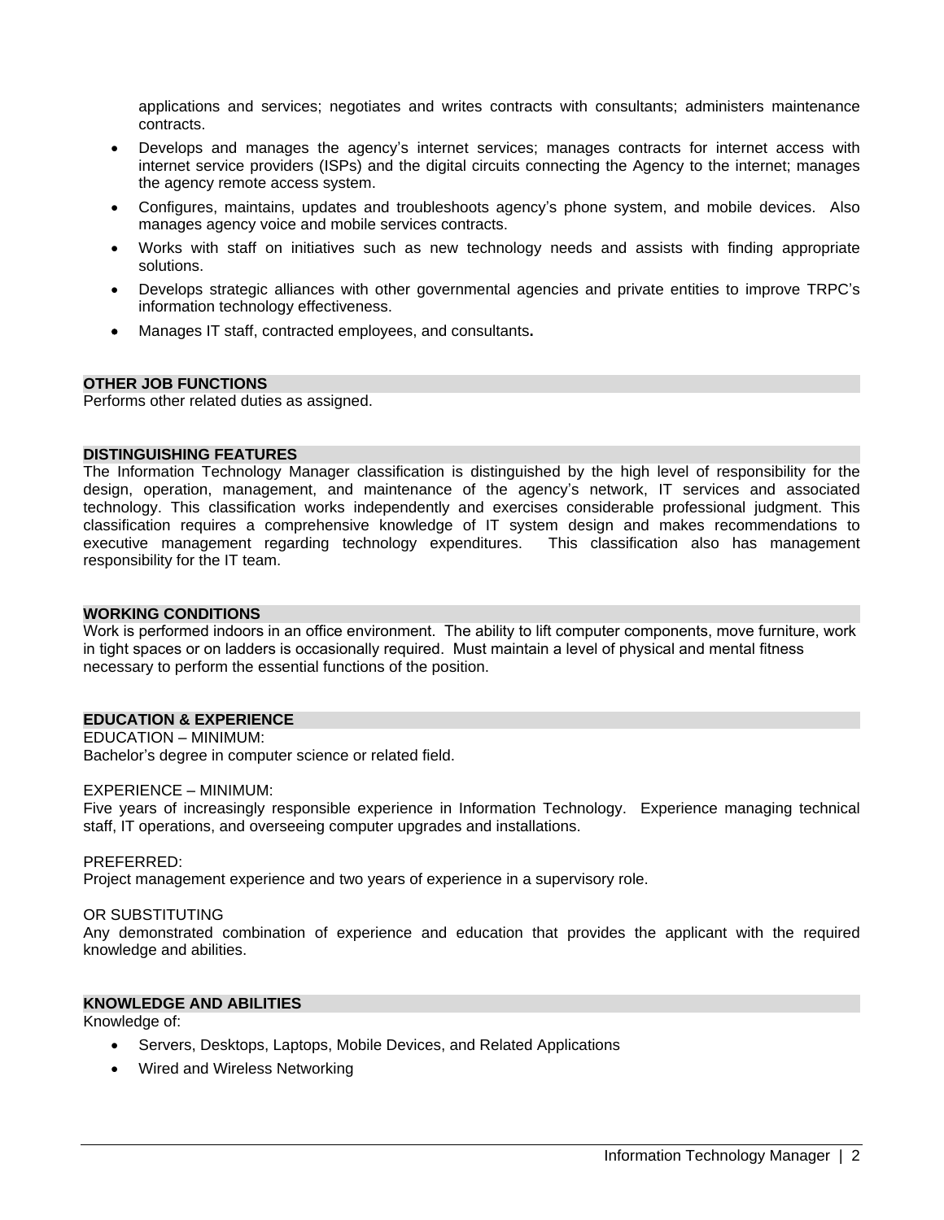applications and services; negotiates and writes contracts with consultants; administers maintenance contracts.

- Develops and manages the agency's internet services; manages contracts for internet access with internet service providers (ISPs) and the digital circuits connecting the Agency to the internet; manages the agency remote access system.
- Configures, maintains, updates and troubleshoots agency's phone system, and mobile devices. Also manages agency voice and mobile services contracts.
- Works with staff on initiatives such as new technology needs and assists with finding appropriate solutions.
- Develops strategic alliances with other governmental agencies and private entities to improve TRPC's information technology effectiveness.
- Manages IT staff, contracted employees, and consultants**.**

## OTHER JOB FUNCTIONS

Performs other related duties as assigned.

## DISTINGUISHING FEATURES

The Information Technology Manager classification is distinguished by the high level of responsibility for the design, operation, management, and maintenance of the agency's network, IT services and associated technology. This classification works independently and exercises considerable professional judgment. This classification requires a comprehensive knowledge of IT system design and makes recommendations to executive management regarding technology expenditures. This classification also has management responsibility for the IT team.

## WORKING CONDITIONS

Work is performed indoors in an office environment. The ability to lift computer components, move furniture, work in tight spaces or on ladders is occasionally required. Must maintain a level of physical and mental fitness necessary to perform the essential functions of the position.

## EDUCATION & EXPERIENCE

EDUCATION – MINIMUM:
Bachelor's degree in computer science or related field.

EXPERIENCE – MINIMUM:
Five years of increasingly responsible experience in Information Technology. Experience managing technical staff, IT operations, and overseeing computer upgrades and installations.

PREFERRED:
Project management experience and two years of experience in a supervisory role.

OR SUBSTITUTING
Any demonstrated combination of experience and education that provides the applicant with the required knowledge and abilities.

## KNOWLEDGE AND ABILITIES

Knowledge of:

- Servers, Desktops, Laptops, Mobile Devices, and Related Applications
- Wired and Wireless Networking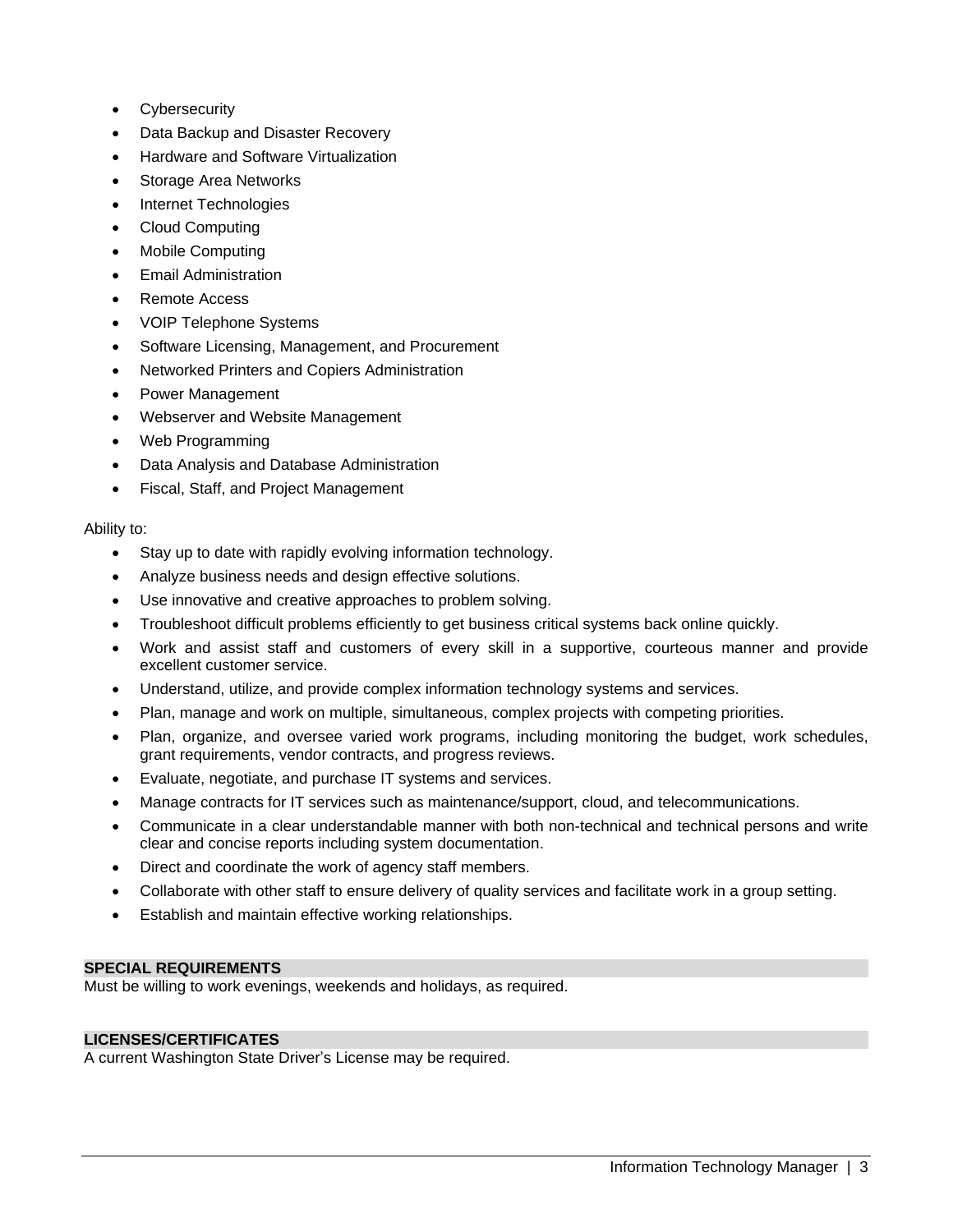- Cybersecurity
- Data Backup and Disaster Recovery
- Hardware and Software Virtualization
- Storage Area Networks
- Internet Technologies
- Cloud Computing
- Mobile Computing
- Email Administration
- Remote Access
- VOIP Telephone Systems
- Software Licensing, Management, and Procurement
- Networked Printers and Copiers Administration
- Power Management
- Webserver and Website Management
- Web Programming
- Data Analysis and Database Administration
- Fiscal, Staff, and Project Management

Ability to:

- Stay up to date with rapidly evolving information technology.
- Analyze business needs and design effective solutions.
- Use innovative and creative approaches to problem solving.
- Troubleshoot difficult problems efficiently to get business critical systems back online quickly.
- Work and assist staff and customers of every skill in a supportive, courteous manner and provide excellent customer service.
- Understand, utilize, and provide complex information technology systems and services.
- Plan, manage and work on multiple, simultaneous, complex projects with competing priorities.
- Plan, organize, and oversee varied work programs, including monitoring the budget, work schedules, grant requirements, vendor contracts, and progress reviews.
- Evaluate, negotiate, and purchase IT systems and services.
- Manage contracts for IT services such as maintenance/support, cloud, and telecommunications.
- Communicate in a clear understandable manner with both non-technical and technical persons and write clear and concise reports including system documentation.
- Direct and coordinate the work of agency staff members.
- Collaborate with other staff to ensure delivery of quality services and facilitate work in a group setting.
- Establish and maintain effective working relationships.

## SPECIAL REQUIREMENTS

Must be willing to work evenings, weekends and holidays, as required.

## LICENSES/CERTIFICATES

A current Washington State Driver's License may be required.